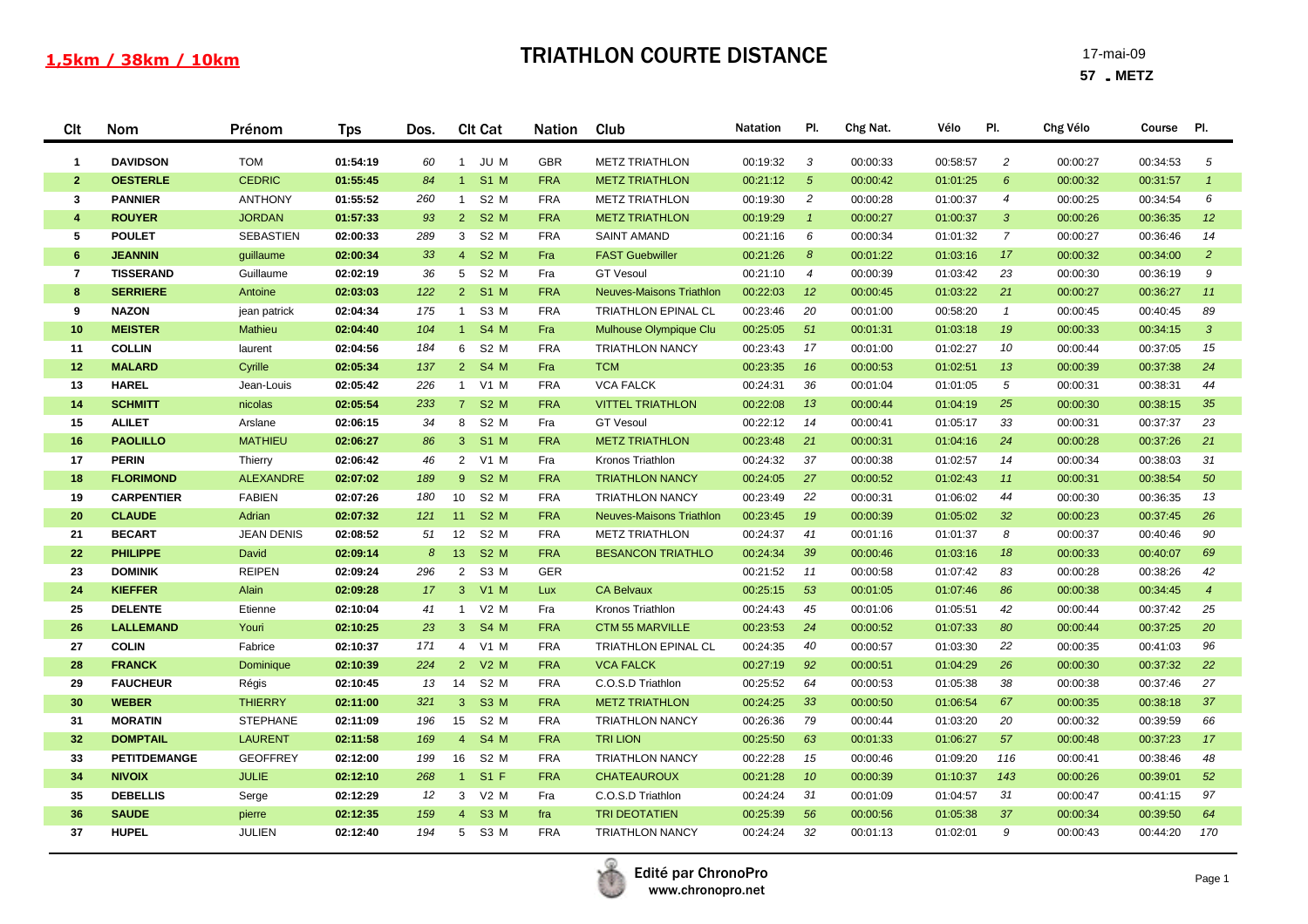# TRIATHLON COURTE DISTANCE

**1,5km / 38km / 10km**

17-mai-09

**57 - METZ**

| Clt | Nom | Prénom | Tps | Dos. | Clt Cat | | Nation | Club | Natation | Pl. | Chg Nat. | Vélo | Pl. | Chg Vélo | Course | Pl. |
|---|---|---|---|---|---|---|---|---|---|---|---|---|---|---|---|---|
| 1 | DAVIDSON | TOM | 01:54:19 | 60 | 1 | JU M | GBR | METZ TRIATHLON | 00:19:32 | 3 | 00:00:33 | 00:58:57 | 2 | 00:00:27 | 00:34:53 | 5 |
| 2 | OESTERLE | CEDRIC | 01:55:45 | 84 | 1 | S1 M | FRA | METZ TRIATHLON | 00:21:12 | 5 | 00:00:42 | 01:01:25 | 6 | 00:00:32 | 00:31:57 | 1 |
| 3 | PANNIER | ANTHONY | 01:55:52 | 260 | 1 | S2 M | FRA | METZ TRIATHLON | 00:19:30 | 2 | 00:00:28 | 01:00:37 | 4 | 00:00:25 | 00:34:54 | 6 |
| 4 | ROUYER | JORDAN | 01:57:33 | 93 | 2 | S2 M | FRA | METZ TRIATHLON | 00:19:29 | 1 | 00:00:27 | 01:00:37 | 3 | 00:00:26 | 00:36:35 | 12 |
| 5 | POULET | SEBASTIEN | 02:00:33 | 289 | 3 | S2 M | FRA | SAINT AMAND | 00:21:16 | 6 | 00:00:34 | 01:01:32 | 7 | 00:00:27 | 00:36:46 | 14 |
| 6 | JEANNIN | guillaume | 02:00:34 | 33 | 4 | S2 M | Fra | FAST Guebwiller | 00:21:26 | 8 | 00:01:22 | 01:03:16 | 17 | 00:00:32 | 00:34:00 | 2 |
| 7 | TISSERAND | Guillaume | 02:02:19 | 36 | 5 | S2 M | Fra | GT Vesoul | 00:21:10 | 4 | 00:00:39 | 01:03:42 | 23 | 00:00:30 | 00:36:19 | 9 |
| 8 | SERRIERE | Antoine | 02:03:03 | 122 | 2 | S1 M | FRA | Neuves-Maisons Triathlon | 00:22:03 | 12 | 00:00:45 | 01:03:22 | 21 | 00:00:27 | 00:36:27 | 11 |
| 9 | NAZON | jean patrick | 02:04:34 | 175 | 1 | S3 M | FRA | TRIATHLON EPINAL CL | 00:23:46 | 20 | 00:01:00 | 00:58:20 | 1 | 00:00:45 | 00:40:45 | 89 |
| 10 | MEISTER | Mathieu | 02:04:40 | 104 | 1 | S4 M | Fra | Mulhouse Olympique Clu | 00:25:05 | 51 | 00:01:31 | 01:03:18 | 19 | 00:00:33 | 00:34:15 | 3 |
| 11 | COLLIN | laurent | 02:04:56 | 184 | 6 | S2 M | FRA | TRIATHLON NANCY | 00:23:43 | 17 | 00:01:00 | 01:02:27 | 10 | 00:00:44 | 00:37:05 | 15 |
| 12 | MALARD | Cyrille | 02:05:34 | 137 | 2 | S4 M | Fra | TCM | 00:23:35 | 16 | 00:00:53 | 01:02:51 | 13 | 00:00:39 | 00:37:38 | 24 |
| 13 | HAREL | Jean-Louis | 02:05:42 | 226 | 1 | V1 M | FRA | VCA FALCK | 00:24:31 | 36 | 00:01:04 | 01:01:05 | 5 | 00:00:31 | 00:38:31 | 44 |
| 14 | SCHMITT | nicolas | 02:05:54 | 233 | 7 | S2 M | FRA | VITTEL TRIATHLON | 00:22:08 | 13 | 00:00:44 | 01:04:19 | 25 | 00:00:30 | 00:38:15 | 35 |
| 15 | ALILET | Arslane | 02:06:15 | 34 | 8 | S2 M | Fra | GT Vesoul | 00:22:12 | 14 | 00:00:41 | 01:05:17 | 33 | 00:00:31 | 00:37:37 | 23 |
| 16 | PAOLILLO | MATHIEU | 02:06:27 | 86 | 3 | S1 M | FRA | METZ TRIATHLON | 00:23:48 | 21 | 00:00:31 | 01:04:16 | 24 | 00:00:28 | 00:37:26 | 21 |
| 17 | PERIN | Thierry | 02:06:42 | 46 | 2 | V1 M | Fra | Kronos Triathlon | 00:24:32 | 37 | 00:00:38 | 01:02:57 | 14 | 00:00:34 | 00:38:03 | 31 |
| 18 | FLORIMOND | ALEXANDRE | 02:07:02 | 189 | 9 | S2 M | FRA | TRIATHLON NANCY | 00:24:05 | 27 | 00:00:52 | 01:02:43 | 11 | 00:00:31 | 00:38:54 | 50 |
| 19 | CARPENTIER | FABIEN | 02:07:26 | 180 | 10 | S2 M | FRA | TRIATHLON NANCY | 00:23:49 | 22 | 00:00:31 | 01:06:02 | 44 | 00:00:30 | 00:36:35 | 13 |
| 20 | CLAUDE | Adrian | 02:07:32 | 121 | 11 | S2 M | FRA | Neuves-Maisons Triathlon | 00:23:45 | 19 | 00:00:39 | 01:05:02 | 32 | 00:00:23 | 00:37:45 | 26 |
| 21 | BECART | JEAN DENIS | 02:08:52 | 51 | 12 | S2 M | FRA | METZ TRIATHLON | 00:24:37 | 41 | 00:01:16 | 01:01:37 | 8 | 00:00:37 | 00:40:46 | 90 |
| 22 | PHILIPPE | David | 02:09:14 | 8 | 13 | S2 M | FRA | BESANCON TRIATHLO | 00:24:34 | 39 | 00:00:46 | 01:03:16 | 18 | 00:00:33 | 00:40:07 | 69 |
| 23 | DOMINIK | REIPEN | 02:09:24 | 296 | 2 | S3 M | GER | | 00:21:52 | 11 | 00:00:58 | 01:07:42 | 83 | 00:00:28 | 00:38:26 | 42 |
| 24 | KIEFFER | Alain | 02:09:28 | 17 | 3 | V1 M | Lux | CA Belvaux | 00:25:15 | 53 | 00:01:05 | 01:07:46 | 86 | 00:00:38 | 00:34:45 | 4 |
| 25 | DELENTE | Etienne | 02:10:04 | 41 | 1 | V2 M | Fra | Kronos Triathlon | 00:24:43 | 45 | 00:01:06 | 01:05:51 | 42 | 00:00:44 | 00:37:42 | 25 |
| 26 | LALLEMAND | Youri | 02:10:25 | 23 | 3 | S4 M | FRA | CTM 55 MARVILLE | 00:23:53 | 24 | 00:00:52 | 01:07:33 | 80 | 00:00:44 | 00:37:25 | 20 |
| 27 | COLIN | Fabrice | 02:10:37 | 171 | 4 | V1 M | FRA | TRIATHLON EPINAL CL | 00:24:35 | 40 | 00:00:57 | 01:03:30 | 22 | 00:00:35 | 00:41:03 | 96 |
| 28 | FRANCK | Dominique | 02:10:39 | 224 | 2 | V2 M | FRA | VCA FALCK | 00:27:19 | 92 | 00:00:51 | 01:04:29 | 26 | 00:00:30 | 00:37:32 | 22 |
| 29 | FAUCHEUR | Régis | 02:10:45 | 13 | 14 | S2 M | FRA | C.O.S.D Triathlon | 00:25:52 | 64 | 00:00:53 | 01:05:38 | 38 | 00:00:38 | 00:37:46 | 27 |
| 30 | WEBER | THIERRY | 02:11:00 | 321 | 3 | S3 M | FRA | METZ TRIATHLON | 00:24:25 | 33 | 00:00:50 | 01:06:54 | 67 | 00:00:35 | 00:38:18 | 37 |
| 31 | MORATIN | STEPHANE | 02:11:09 | 196 | 15 | S2 M | FRA | TRIATHLON NANCY | 00:26:36 | 79 | 00:00:44 | 01:03:20 | 20 | 00:00:32 | 00:39:59 | 66 |
| 32 | DOMPTAIL | LAURENT | 02:11:58 | 169 | 4 | S4 M | FRA | TRI LION | 00:25:50 | 63 | 00:01:33 | 01:06:27 | 57 | 00:00:48 | 00:37:23 | 17 |
| 33 | PETITDEMANGE | GEOFFREY | 02:12:00 | 199 | 16 | S2 M | FRA | TRIATHLON NANCY | 00:22:28 | 15 | 00:00:46 | 01:09:20 | 116 | 00:00:41 | 00:38:46 | 48 |
| 34 | NIVOIX | JULIE | 02:12:10 | 268 | 1 | S1 F | FRA | CHATEAUROUX | 00:21:28 | 10 | 00:00:39 | 01:10:37 | 143 | 00:00:26 | 00:39:01 | 52 |
| 35 | DEBELLIS | Serge | 02:12:29 | 12 | 3 | V2 M | Fra | C.O.S.D Triathlon | 00:24:24 | 31 | 00:01:09 | 01:04:57 | 31 | 00:00:47 | 00:41:15 | 97 |
| 36 | SAUDE | pierre | 02:12:35 | 159 | 4 | S3 M | fra | TRI DEOTATIEN | 00:25:39 | 56 | 00:00:56 | 01:05:38 | 37 | 00:00:34 | 00:39:50 | 64 |
| 37 | HUPEL | JULIEN | 02:12:40 | 194 | 5 | S3 M | FRA | TRIATHLON NANCY | 00:24:24 | 32 | 00:01:13 | 01:02:01 | 9 | 00:00:43 | 00:44:20 | 170 |

Edité par ChronoPro
www.chronopro.net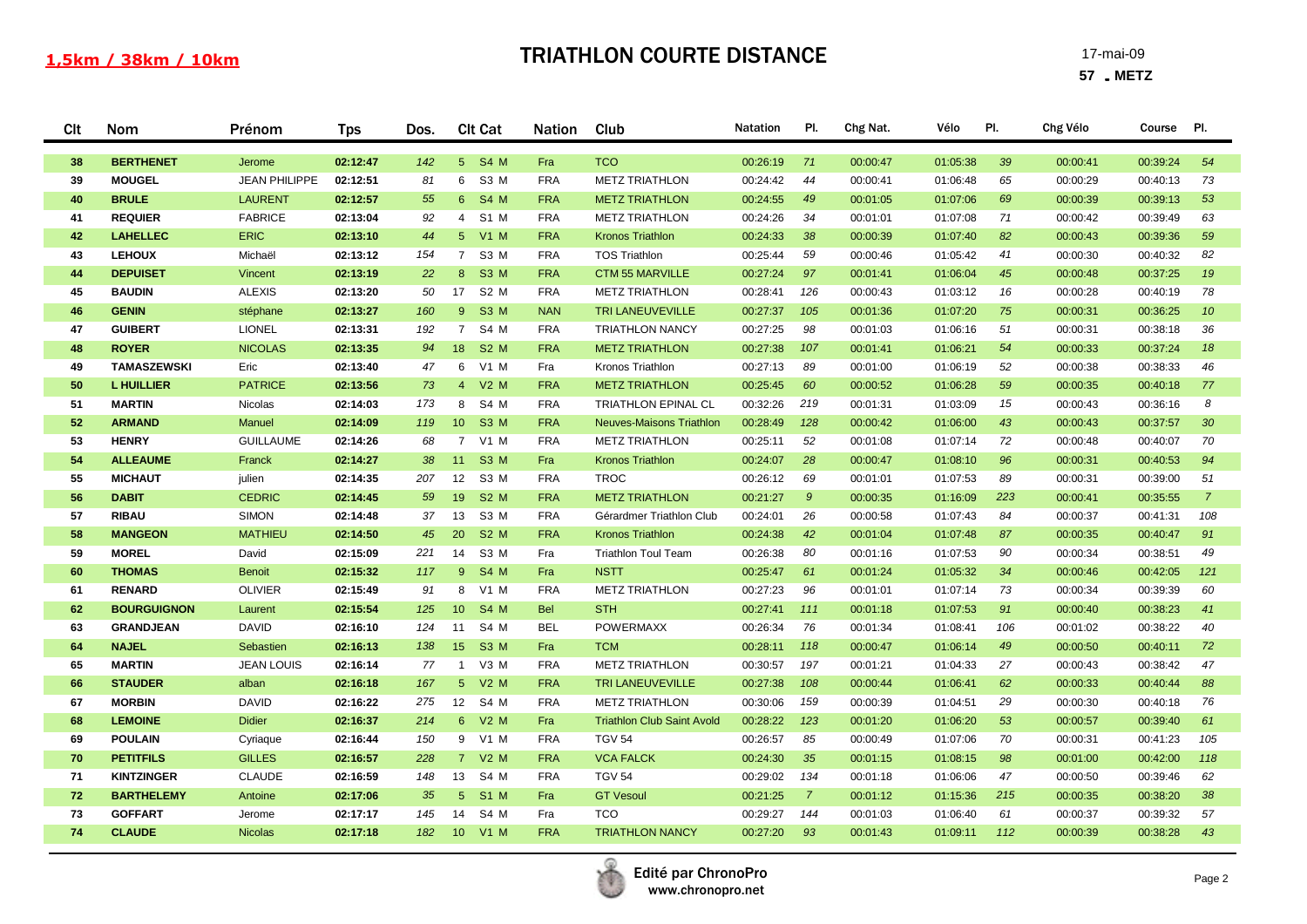**1,5km / 38km / 10km**

# TRIATHLON COURTE DISTANCE

17-mai-09

**57 - METZ**

| Clt | Nom | Prénom | Tps | Dos. | Clt Cat | | Nation | Club | Natation | Pl. | Chg Nat. | Vélo | Pl. | Chg Vélo | Course | Pl. |
|---|---|---|---|---|---|---|---|---|---|---|---|---|---|---|---|---|
| 38 | BERTHENET | Jerome | 02:12:47 | 142 | 5 | S4 M | Fra | TCO | 00:26:19 | 71 | 00:00:47 | 01:05:38 | 39 | 00:00:41 | 00:39:24 | 54 |
| 39 | MOUGEL | JEAN PHILIPPE | 02:12:51 | 81 | 6 | S3 M | FRA | METZ TRIATHLON | 00:24:42 | 44 | 00:00:41 | 01:06:48 | 65 | 00:00:29 | 00:40:13 | 73 |
| 40 | BRULE | LAURENT | 02:12:57 | 55 | 6 | S4 M | FRA | METZ TRIATHLON | 00:24:55 | 49 | 00:01:05 | 01:07:06 | 69 | 00:00:39 | 00:39:13 | 53 |
| 41 | REQUIER | FABRICE | 02:13:04 | 92 | 4 | S1 M | FRA | METZ TRIATHLON | 00:24:26 | 34 | 00:01:01 | 01:07:08 | 71 | 00:00:42 | 00:39:49 | 63 |
| 42 | LAHELLEC | ERIC | 02:13:10 | 44 | 5 | V1 M | FRA | Kronos Triathlon | 00:24:33 | 38 | 00:00:39 | 01:07:40 | 82 | 00:00:43 | 00:39:36 | 59 |
| 43 | LEHOUX | Michaël | 02:13:12 | 154 | 7 | S3 M | FRA | TOS Triathlon | 00:25:44 | 59 | 00:00:46 | 01:05:42 | 41 | 00:00:30 | 00:40:32 | 82 |
| 44 | DEPUISET | Vincent | 02:13:19 | 22 | 8 | S3 M | FRA | CTM 55 MARVILLE | 00:27:24 | 97 | 00:01:41 | 01:06:04 | 45 | 00:00:48 | 00:37:25 | 19 |
| 45 | BAUDIN | ALEXIS | 02:13:20 | 50 | 17 | S2 M | FRA | METZ TRIATHLON | 00:28:41 | 126 | 00:00:43 | 01:03:12 | 16 | 00:00:28 | 00:40:19 | 78 |
| 46 | GENIN | stéphane | 02:13:27 | 160 | 9 | S3 M | NAN | TRI LANEUVEVILLE | 00:27:37 | 105 | 00:01:36 | 01:07:20 | 75 | 00:00:31 | 00:36:25 | 10 |
| 47 | GUIBERT | LIONEL | 02:13:31 | 192 | 7 | S4 M | FRA | TRIATHLON NANCY | 00:27:25 | 98 | 00:01:03 | 01:06:16 | 51 | 00:00:31 | 00:38:18 | 36 |
| 48 | ROYER | NICOLAS | 02:13:35 | 94 | 18 | S2 M | FRA | METZ TRIATHLON | 00:27:38 | 107 | 00:01:41 | 01:06:21 | 54 | 00:00:33 | 00:37:24 | 18 |
| 49 | TAMASZEWSKI | Eric | 02:13:40 | 47 | 6 | V1 M | Fra | Kronos Triathlon | 00:27:13 | 89 | 00:01:00 | 01:06:19 | 52 | 00:00:38 | 00:38:33 | 46 |
| 50 | L HUILLIER | PATRICE | 02:13:56 | 73 | 4 | V2 M | FRA | METZ TRIATHLON | 00:25:45 | 60 | 00:00:52 | 01:06:28 | 59 | 00:00:35 | 00:40:18 | 77 |
| 51 | MARTIN | Nicolas | 02:14:03 | 173 | 8 | S4 M | FRA | TRIATHLON EPINAL CL | 00:32:26 | 219 | 00:01:31 | 01:03:09 | 15 | 00:00:43 | 00:36:16 | 8 |
| 52 | ARMAND | Manuel | 02:14:09 | 119 | 10 | S3 M | FRA | Neuves-Maisons Triathlon | 00:28:49 | 128 | 00:00:42 | 01:06:00 | 43 | 00:00:43 | 00:37:57 | 30 |
| 53 | HENRY | GUILLAUME | 02:14:26 | 68 | 7 | V1 M | FRA | METZ TRIATHLON | 00:25:11 | 52 | 00:01:08 | 01:07:14 | 72 | 00:00:48 | 00:40:07 | 70 |
| 54 | ALLEAUME | Franck | 02:14:27 | 38 | 11 | S3 M | Fra | Kronos Triathlon | 00:24:07 | 28 | 00:00:47 | 01:08:10 | 96 | 00:00:31 | 00:40:53 | 94 |
| 55 | MICHAUT | julien | 02:14:35 | 207 | 12 | S3 M | FRA | TROC | 00:26:12 | 69 | 00:01:01 | 01:07:53 | 89 | 00:00:31 | 00:39:00 | 51 |
| 56 | DABIT | CEDRIC | 02:14:45 | 59 | 19 | S2 M | FRA | METZ TRIATHLON | 00:21:27 | 9 | 00:00:35 | 01:16:09 | 223 | 00:00:41 | 00:35:55 | 7 |
| 57 | RIBAU | SIMON | 02:14:48 | 37 | 13 | S3 M | FRA | Gérardmer Triathlon Club | 00:24:01 | 26 | 00:00:58 | 01:07:43 | 84 | 00:00:37 | 00:41:31 | 108 |
| 58 | MANGEON | MATHIEU | 02:14:50 | 45 | 20 | S2 M | FRA | Kronos Triathlon | 00:24:38 | 42 | 00:01:04 | 01:07:48 | 87 | 00:00:35 | 00:40:47 | 91 |
| 59 | MOREL | David | 02:15:09 | 221 | 14 | S3 M | Fra | Triathlon Toul Team | 00:26:38 | 80 | 00:01:16 | 01:07:53 | 90 | 00:00:34 | 00:38:51 | 49 |
| 60 | THOMAS | Benoit | 02:15:32 | 117 | 9 | S4 M | Fra | NSTT | 00:25:47 | 61 | 00:01:24 | 01:05:32 | 34 | 00:00:46 | 00:42:05 | 121 |
| 61 | RENARD | OLIVIER | 02:15:49 | 91 | 8 | V1 M | FRA | METZ TRIATHLON | 00:27:23 | 96 | 00:01:01 | 01:07:14 | 73 | 00:00:34 | 00:39:39 | 60 |
| 62 | BOURGUIGNON | Laurent | 02:15:54 | 125 | 10 | S4 M | Bel | STH | 00:27:41 | 111 | 00:01:18 | 01:07:53 | 91 | 00:00:40 | 00:38:23 | 41 |
| 63 | GRANDJEAN | DAVID | 02:16:10 | 124 | 11 | S4 M | BEL | POWERMAXX | 00:26:34 | 76 | 00:01:34 | 01:08:41 | 106 | 00:01:02 | 00:38:22 | 40 |
| 64 | NAJEL | Sebastien | 02:16:13 | 138 | 15 | S3 M | Fra | TCM | 00:28:11 | 118 | 00:00:47 | 01:06:14 | 49 | 00:00:50 | 00:40:11 | 72 |
| 65 | MARTIN | JEAN LOUIS | 02:16:14 | 77 | 1 | V3 M | FRA | METZ TRIATHLON | 00:30:57 | 197 | 00:01:21 | 01:04:33 | 27 | 00:00:43 | 00:38:42 | 47 |
| 66 | STAUDER | alban | 02:16:18 | 167 | 5 | V2 M | FRA | TRI LANEUVEVILLE | 00:27:38 | 108 | 00:00:44 | 01:06:41 | 62 | 00:00:33 | 00:40:44 | 88 |
| 67 | MORBIN | DAVID | 02:16:22 | 275 | 12 | S4 M | FRA | METZ TRIATHLON | 00:30:06 | 159 | 00:00:39 | 01:04:51 | 29 | 00:00:30 | 00:40:18 | 76 |
| 68 | LEMOINE | Didier | 02:16:37 | 214 | 6 | V2 M | Fra | Triathlon Club Saint Avold | 00:28:22 | 123 | 00:01:20 | 01:06:20 | 53 | 00:00:57 | 00:39:40 | 61 |
| 69 | POULAIN | Cyriaque | 02:16:44 | 150 | 9 | V1 M | FRA | TGV 54 | 00:26:57 | 85 | 00:00:49 | 01:07:06 | 70 | 00:00:31 | 00:41:23 | 105 |
| 70 | PETITFILS | GILLES | 02:16:57 | 228 | 7 | V2 M | FRA | VCA FALCK | 00:24:30 | 35 | 00:01:15 | 01:08:15 | 98 | 00:01:00 | 00:42:00 | 118 |
| 71 | KINTZINGER | CLAUDE | 02:16:59 | 148 | 13 | S4 M | FRA | TGV 54 | 00:29:02 | 134 | 00:01:18 | 01:06:06 | 47 | 00:00:50 | 00:39:46 | 62 |
| 72 | BARTHELEMY | Antoine | 02:17:06 | 35 | 5 | S1 M | Fra | GT Vesoul | 00:21:25 | 7 | 00:01:12 | 01:15:36 | 215 | 00:00:35 | 00:38:20 | 38 |
| 73 | GOFFART | Jerome | 02:17:17 | 145 | 14 | S4 M | Fra | TCO | 00:29:27 | 144 | 00:01:03 | 01:06:40 | 61 | 00:00:37 | 00:39:32 | 57 |
| 74 | CLAUDE | Nicolas | 02:17:18 | 182 | 10 | V1 M | FRA | TRIATHLON NANCY | 00:27:20 | 93 | 00:01:43 | 01:09:11 | 112 | 00:00:39 | 00:38:28 | 43 |

Edité par ChronoPro
www.chronopro.net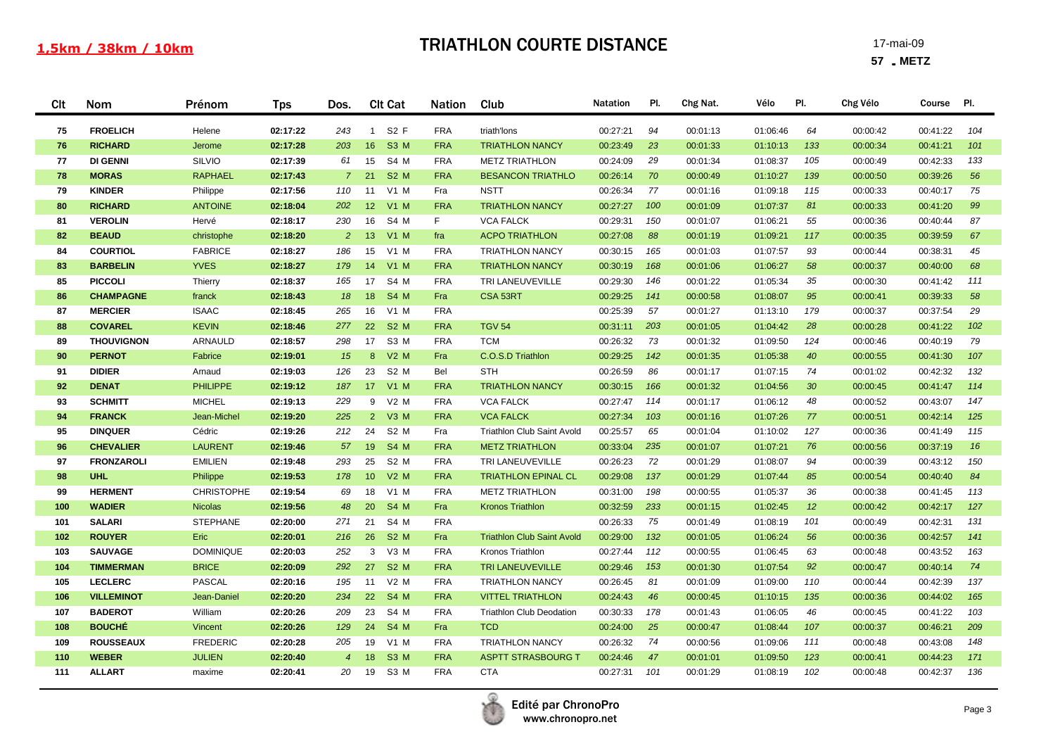**1,5km / 38km / 10km**

# TRIATHLON COURTE DISTANCE

17-mai-09

**57 . METZ**

| Clt | Nom | Prénom | Tps | Dos. | Clt Cat | | Nation | Club | Natation | Pl. | Chg Nat. | Vélo | Pl. | Chg Vélo | Course | Pl. |
|---|---|---|---|---|---|---|---|---|---|---|---|---|---|---|---|---|
| 75 | FROELICH | Helene | 02:17:22 | 243 | 1 | S2 F | FRA | triath'lons | 00:27:21 | 94 | 00:01:13 | 01:06:46 | 64 | 00:00:42 | 00:41:22 | 104 |
| 76 | RICHARD | Jerome | 02:17:28 | 203 | 16 | S3 M | FRA | TRIATHLON NANCY | 00:23:49 | 23 | 00:01:33 | 01:10:13 | 133 | 00:00:34 | 00:41:21 | 101 |
| 77 | DI GENNI | SILVIO | 02:17:39 | 61 | 15 | S4 M | FRA | METZ TRIATHLON | 00:24:09 | 29 | 00:01:34 | 01:08:37 | 105 | 00:00:49 | 00:42:33 | 133 |
| 78 | MORAS | RAPHAEL | 02:17:43 | 7 | 21 | S2 M | FRA | BESANCON TRIATHLO | 00:26:14 | 70 | 00:00:49 | 01:10:27 | 139 | 00:00:50 | 00:39:26 | 56 |
| 79 | KINDER | Philippe | 02:17:56 | 110 | 11 | V1 M | Fra | NSTT | 00:26:34 | 77 | 00:01:16 | 01:09:18 | 115 | 00:00:33 | 00:40:17 | 75 |
| 80 | RICHARD | ANTOINE | 02:18:04 | 202 | 12 | V1 M | FRA | TRIATHLON NANCY | 00:27:27 | 100 | 00:01:09 | 01:07:37 | 81 | 00:00:33 | 00:41:20 | 99 |
| 81 | VEROLIN | Hervé | 02:18:17 | 230 | 16 | S4 M | F | VCA FALCK | 00:29:31 | 150 | 00:01:07 | 01:06:21 | 55 | 00:00:36 | 00:40:44 | 87 |
| 82 | BEAUD | christophe | 02:18:20 | 2 | 13 | V1 M | fra | ACPO TRIATHLON | 00:27:08 | 88 | 00:01:19 | 01:09:21 | 117 | 00:00:35 | 00:39:59 | 67 |
| 84 | COURTIOL | FABRICE | 02:18:27 | 186 | 15 | V1 M | FRA | TRIATHLON NANCY | 00:30:15 | 165 | 00:01:03 | 01:07:57 | 93 | 00:00:44 | 00:38:31 | 45 |
| 83 | BARBELIN | YVES | 02:18:27 | 179 | 14 | V1 M | FRA | TRIATHLON NANCY | 00:30:19 | 168 | 00:01:06 | 01:06:27 | 58 | 00:00:37 | 00:40:00 | 68 |
| 85 | PICCOLI | Thierry | 02:18:37 | 165 | 17 | S4 M | FRA | TRI LANEUVEVILLE | 00:29:30 | 146 | 00:01:22 | 01:05:34 | 35 | 00:00:30 | 00:41:42 | 111 |
| 86 | CHAMPAGNE | franck | 02:18:43 | 18 | 18 | S4 M | Fra | CSA 53RT | 00:29:25 | 141 | 00:00:58 | 01:08:07 | 95 | 00:00:41 | 00:39:33 | 58 |
| 87 | MERCIER | ISAAC | 02:18:45 | 265 | 16 | V1 M | FRA | | 00:25:39 | 57 | 00:01:27 | 01:13:10 | 179 | 00:00:37 | 00:37:54 | 29 |
| 88 | COVAREL | KEVIN | 02:18:46 | 277 | 22 | S2 M | FRA | TGV 54 | 00:31:11 | 203 | 00:01:05 | 01:04:42 | 28 | 00:00:28 | 00:41:22 | 102 |
| 89 | THOUVIGNON | ARNAULD | 02:18:57 | 298 | 17 | S3 M | FRA | TCM | 00:26:32 | 73 | 00:01:32 | 01:09:50 | 124 | 00:00:46 | 00:40:19 | 79 |
| 90 | PERNOT | Fabrice | 02:19:01 | 15 | 8 | V2 M | Fra | C.O.S.D Triathlon | 00:29:25 | 142 | 00:01:35 | 01:05:38 | 40 | 00:00:55 | 00:41:30 | 107 |
| 91 | DIDIER | Arnaud | 02:19:03 | 126 | 23 | S2 M | Bel | STH | 00:26:59 | 86 | 00:01:17 | 01:07:15 | 74 | 00:01:02 | 00:42:32 | 132 |
| 92 | DENAT | PHILIPPE | 02:19:12 | 187 | 17 | V1 M | FRA | TRIATHLON NANCY | 00:30:15 | 166 | 00:01:32 | 01:04:56 | 30 | 00:00:45 | 00:41:47 | 114 |
| 93 | SCHMITT | MICHEL | 02:19:13 | 229 | 9 | V2 M | FRA | VCA FALCK | 00:27:47 | 114 | 00:01:17 | 01:06:12 | 48 | 00:00:52 | 00:43:07 | 147 |
| 94 | FRANCK | Jean-Michel | 02:19:20 | 225 | 2 | V3 M | FRA | VCA FALCK | 00:27:34 | 103 | 00:01:16 | 01:07:26 | 77 | 00:00:51 | 00:42:14 | 125 |
| 95 | DINQUER | Cédric | 02:19:26 | 212 | 24 | S2 M | Fra | Triathlon Club Saint Avold | 00:25:57 | 65 | 00:01:04 | 01:10:02 | 127 | 00:00:36 | 00:41:49 | 115 |
| 96 | CHEVALIER | LAURENT | 02:19:46 | 57 | 19 | S4 M | FRA | METZ TRIATHLON | 00:33:04 | 235 | 00:01:07 | 01:07:21 | 76 | 00:00:56 | 00:37:19 | 16 |
| 97 | FRONZAROLI | EMILIEN | 02:19:48 | 293 | 25 | S2 M | FRA | TRI LANEUVEVILLE | 00:26:23 | 72 | 00:01:29 | 01:08:07 | 94 | 00:00:39 | 00:43:12 | 150 |
| 98 | UHL | Philippe | 02:19:53 | 178 | 10 | V2 M | FRA | TRIATHLON EPINAL CL | 00:29:08 | 137 | 00:01:29 | 01:07:44 | 85 | 00:00:54 | 00:40:40 | 84 |
| 99 | HERMENT | CHRISTOPHE | 02:19:54 | 69 | 18 | V1 M | FRA | METZ TRIATHLON | 00:31:00 | 198 | 00:00:55 | 01:05:37 | 36 | 00:00:38 | 00:41:45 | 113 |
| 100 | WADIER | Nicolas | 02:19:56 | 48 | 20 | S4 M | Fra | Kronos Triathlon | 00:32:59 | 233 | 00:01:15 | 01:02:45 | 12 | 00:00:42 | 00:42:17 | 127 |
| 101 | SALARI | STEPHANE | 02:20:00 | 271 | 21 | S4 M | FRA | | 00:26:33 | 75 | 00:01:49 | 01:08:19 | 101 | 00:00:49 | 00:42:31 | 131 |
| 102 | ROUYER | Eric | 02:20:01 | 216 | 26 | S2 M | Fra | Triathlon Club Saint Avold | 00:29:00 | 132 | 00:01:05 | 01:06:24 | 56 | 00:00:36 | 00:42:57 | 141 |
| 103 | SAUVAGE | DOMINIQUE | 02:20:03 | 252 | 3 | V3 M | FRA | Kronos Triathlon | 00:27:44 | 112 | 00:00:55 | 01:06:45 | 63 | 00:00:48 | 00:43:52 | 163 |
| 104 | TIMMERMAN | BRICE | 02:20:09 | 292 | 27 | S2 M | FRA | TRI LANEUVEVILLE | 00:29:46 | 153 | 00:01:30 | 01:07:54 | 92 | 00:00:47 | 00:40:14 | 74 |
| 105 | LECLERC | PASCAL | 02:20:16 | 195 | 11 | V2 M | FRA | TRIATHLON NANCY | 00:26:45 | 81 | 00:01:09 | 01:09:00 | 110 | 00:00:44 | 00:42:39 | 137 |
| 106 | VILLEMINOT | Jean-Daniel | 02:20:20 | 234 | 22 | S4 M | FRA | VITTEL TRIATHLON | 00:24:43 | 46 | 00:00:45 | 01:10:15 | 135 | 00:00:36 | 00:44:02 | 165 |
| 107 | BADEROT | William | 02:20:26 | 209 | 23 | S4 M | FRA | Triathlon Club Deodation | 00:30:33 | 178 | 00:01:43 | 01:06:05 | 46 | 00:00:45 | 00:41:22 | 103 |
| 108 | BOUCHÉ | Vincent | 02:20:26 | 129 | 24 | S4 M | Fra | TCD | 00:24:00 | 25 | 00:00:47 | 01:08:44 | 107 | 00:00:37 | 00:46:21 | 209 |
| 109 | ROUSSEAUX | FREDERIC | 02:20:28 | 205 | 19 | V1 M | FRA | TRIATHLON NANCY | 00:26:32 | 74 | 00:00:56 | 01:09:06 | 111 | 00:00:48 | 00:43:08 | 148 |
| 110 | WEBER | JULIEN | 02:20:40 | 4 | 18 | S3 M | FRA | ASPTT STRASBOURG T | 00:24:46 | 47 | 00:01:01 | 01:09:50 | 123 | 00:00:41 | 00:44:23 | 171 |
| 111 | ALLART | maxime | 02:20:41 | 20 | 19 | S3 M | FRA | CTA | 00:27:31 | 101 | 00:01:29 | 01:08:19 | 102 | 00:00:48 | 00:42:37 | 136 |

Edité par ChronoPro
www.chronopro.net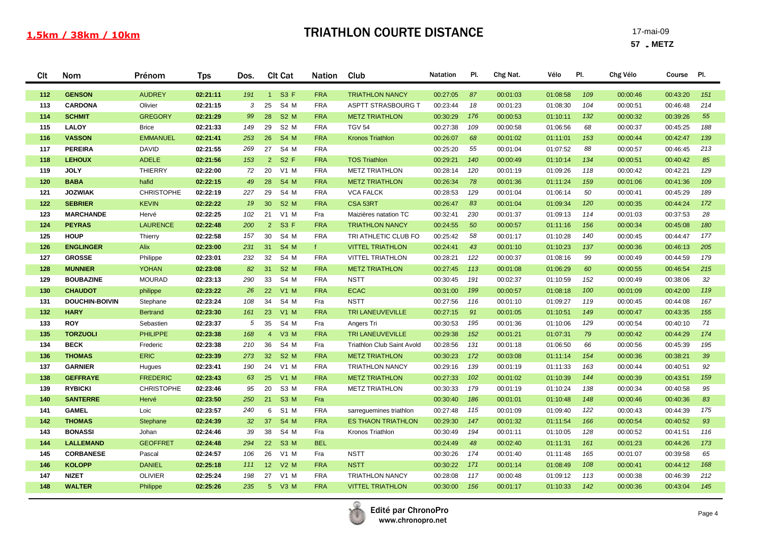**1,5km / 38km / 10km**

# TRIATHLON COURTE DISTANCE

17-mai-09

**57 . METZ**

| Clt | Nom | Prénom | Tps | Dos. | Clt Cat | | Nation | Club | Natation | Pl. | Chg Nat. | Vélo | Pl. | Chg Vélo | Course | Pl. |
|---|---|---|---|---|---|---|---|---|---|---|---|---|---|---|---|---|
| 112 | GENSON | AUDREY | 02:21:11 | 191 | 1 | S3 F | FRA | TRIATHLON NANCY | 00:27:05 | 87 | 00:01:03 | 01:08:58 | 109 | 00:00:46 | 00:43:20 | 151 |
| 113 | CARDONA | Olivier | 02:21:15 | 3 | 25 | S4 M | FRA | ASPTT STRASBOURG T | 00:23:44 | 18 | 00:01:23 | 01:08:30 | 104 | 00:00:51 | 00:46:48 | 214 |
| 114 | SCHMIT | GREGORY | 02:21:29 | 99 | 28 | S2 M | FRA | METZ TRIATHLON | 00:30:29 | 176 | 00:00:53 | 01:10:11 | 132 | 00:00:32 | 00:39:26 | 55 |
| 115 | LALOY | Brice | 02:21:33 | 149 | 29 | S2 M | FRA | TGV 54 | 00:27:38 | 109 | 00:00:58 | 01:06:56 | 68 | 00:00:37 | 00:45:25 | 188 |
| 116 | VASSON | EMMANUEL | 02:21:41 | 253 | 26 | S4 M | FRA | Kronos Triathlon | 00:26:07 | 68 | 00:01:02 | 01:11:01 | 153 | 00:00:44 | 00:42:47 | 139 |
| 117 | PEREIRA | DAVID | 02:21:55 | 269 | 27 | S4 M | FRA | | 00:25:20 | 55 | 00:01:04 | 01:07:52 | 88 | 00:00:57 | 00:46:45 | 213 |
| 118 | LEHOUX | ADELE | 02:21:56 | 153 | 2 | S2 F | FRA | TOS Triathlon | 00:29:21 | 140 | 00:00:49 | 01:10:14 | 134 | 00:00:51 | 00:40:42 | 85 |
| 119 | JOLY | THIERRY | 02:22:00 | 72 | 20 | V1 M | FRA | METZ TRIATHLON | 00:28:14 | 120 | 00:01:19 | 01:09:26 | 118 | 00:00:42 | 00:42:21 | 129 |
| 120 | BABA | hafid | 02:22:15 | 49 | 28 | S4 M | FRA | METZ TRIATHLON | 00:26:34 | 78 | 00:01:36 | 01:11:24 | 159 | 00:01:06 | 00:41:36 | 109 |
| 121 | JOZWIAK | CHRISTOPHE | 02:22:19 | 227 | 29 | S4 M | FRA | VCA FALCK | 00:28:53 | 129 | 00:01:04 | 01:06:14 | 50 | 00:00:41 | 00:45:29 | 189 |
| 122 | SEBRIER | KEVIN | 02:22:22 | 19 | 30 | S2 M | FRA | CSA 53RT | 00:26:47 | 83 | 00:01:04 | 01:09:34 | 120 | 00:00:35 | 00:44:24 | 172 |
| 123 | MARCHANDE | Hervé | 02:22:25 | 102 | 21 | V1 M | Fra | Maizières natation TC | 00:32:41 | 230 | 00:01:37 | 01:09:13 | 114 | 00:01:03 | 00:37:53 | 28 |
| 124 | PEYRAS | LAURENCE | 02:22:48 | 200 | 2 | S3 F | FRA | TRIATHLON NANCY | 00:24:55 | 50 | 00:00:57 | 01:11:16 | 156 | 00:00:34 | 00:45:08 | 180 |
| 125 | HOUP | Thierry | 02:22:58 | 157 | 30 | S4 M | FRA | TRI ATHLETIC CLUB FO | 00:25:42 | 58 | 00:01:17 | 01:10:28 | 140 | 00:00:45 | 00:44:47 | 177 |
| 126 | ENGLINGER | Alix | 02:23:00 | 231 | 31 | S4 M | f | VITTEL TRIATHLON | 00:24:41 | 43 | 00:01:10 | 01:10:23 | 137 | 00:00:36 | 00:46:13 | 205 |
| 127 | GROSSE | Philippe | 02:23:01 | 232 | 32 | S4 M | FRA | VITTEL TRIATHLON | 00:28:21 | 122 | 00:00:37 | 01:08:16 | 99 | 00:00:49 | 00:44:59 | 179 |
| 128 | MUNNIER | YOHAN | 02:23:08 | 82 | 31 | S2 M | FRA | METZ TRIATHLON | 00:27:45 | 113 | 00:01:08 | 01:06:29 | 60 | 00:00:55 | 00:46:54 | 215 |
| 129 | BOUBAZINE | MOURAD | 02:23:13 | 290 | 33 | S4 M | FRA | NSTT | 00:30:45 | 191 | 00:02:37 | 01:10:59 | 152 | 00:00:49 | 00:38:06 | 32 |
| 130 | CHAUDOT | philippe | 02:23:22 | 26 | 22 | V1 M | FRA | ECAC | 00:31:00 | 199 | 00:00:57 | 01:08:18 | 100 | 00:01:09 | 00:42:00 | 119 |
| 131 | DOUCHIN-BOIVIN | Stephane | 02:23:24 | 108 | 34 | S4 M | Fra | NSTT | 00:27:56 | 116 | 00:01:10 | 01:09:27 | 119 | 00:00:45 | 00:44:08 | 167 |
| 132 | HARY | Bertrand | 02:23:30 | 161 | 23 | V1 M | FRA | TRI LANEUVEVILLE | 00:27:15 | 91 | 00:01:05 | 01:10:51 | 149 | 00:00:47 | 00:43:35 | 155 |
| 133 | ROY | Sebastien | 02:23:37 | 5 | 35 | S4 M | Fra | Angers Tri | 00:30:53 | 195 | 00:01:36 | 01:10:06 | 129 | 00:00:54 | 00:40:10 | 71 |
| 135 | TORZUOLI | PHILIPPE | 02:23:38 | 168 | 4 | V3 M | FRA | TRI LANEUVEVILLE | 00:29:38 | 152 | 00:01:21 | 01:07:31 | 79 | 00:00:42 | 00:44:29 | 174 |
| 134 | BECK | Frederic | 02:23:38 | 210 | 36 | S4 M | Fra | Triathlon Club Saint Avold | 00:28:56 | 131 | 00:01:18 | 01:06:50 | 66 | 00:00:56 | 00:45:39 | 195 |
| 136 | THOMAS | ERIC | 02:23:39 | 273 | 32 | S2 M | FRA | METZ TRIATHLON | 00:30:23 | 172 | 00:03:08 | 01:11:14 | 154 | 00:00:36 | 00:38:21 | 39 |
| 137 | GARNIER | Hugues | 02:23:41 | 190 | 24 | V1 M | FRA | TRIATHLON NANCY | 00:29:16 | 139 | 00:01:19 | 01:11:33 | 163 | 00:00:44 | 00:40:51 | 92 |
| 138 | GEFFRAYE | FREDERIC | 02:23:43 | 63 | 25 | V1 M | FRA | METZ TRIATHLON | 00:27:33 | 102 | 00:01:02 | 01:10:39 | 144 | 00:00:39 | 00:43:51 | 159 |
| 139 | RYBICKI | CHRISTOPHE | 02:23:46 | 95 | 20 | S3 M | FRA | METZ TRIATHLON | 00:30:33 | 179 | 00:01:19 | 01:10:24 | 138 | 00:00:34 | 00:40:58 | 95 |
| 140 | SANTERRE | Hervé | 02:23:50 | 250 | 21 | S3 M | Fra | | 00:30:40 | 186 | 00:01:01 | 01:10:48 | 148 | 00:00:46 | 00:40:36 | 83 |
| 141 | GAMEL | Loic | 02:23:57 | 240 | 6 | S1 M | FRA | sarreguemines triathlon | 00:27:48 | 115 | 00:01:09 | 01:09:40 | 122 | 00:00:43 | 00:44:39 | 175 |
| 142 | THOMAS | Stephane | 02:24:39 | 32 | 37 | S4 M | FRA | ES THAON TRIATHLON | 00:29:30 | 147 | 00:01:32 | 01:11:54 | 166 | 00:00:54 | 00:40:52 | 93 |
| 143 | BONASSI | Johan | 02:24:46 | 39 | 38 | S4 M | Fra | Kronos Triathlon | 00:30:49 | 194 | 00:01:11 | 01:10:05 | 128 | 00:00:52 | 00:41:51 | 116 |
| 144 | LALLEMAND | GEOFFRET | 02:24:48 | 294 | 22 | S3 M | BEL | | 00:24:49 | 48 | 00:02:40 | 01:11:31 | 161 | 00:01:23 | 00:44:26 | 173 |
| 145 | CORBANESE | Pascal | 02:24:57 | 106 | 26 | V1 M | Fra | NSTT | 00:30:26 | 174 | 00:01:40 | 01:11:48 | 165 | 00:01:07 | 00:39:58 | 65 |
| 146 | KOLOPP | DANIEL | 02:25:18 | 111 | 12 | V2 M | FRA | NSTT | 00:30:22 | 171 | 00:01:14 | 01:08:49 | 108 | 00:00:41 | 00:44:12 | 168 |
| 147 | NIZET | OLIVIER | 02:25:24 | 198 | 27 | V1 M | FRA | TRIATHLON NANCY | 00:28:08 | 117 | 00:00:48 | 01:09:12 | 113 | 00:00:38 | 00:46:39 | 212 |
| 148 | WALTER | Philippe | 02:25:26 | 235 | 5 | V3 M | FRA | VITTEL TRIATHLON | 00:30:00 | 156 | 00:01:17 | 01:10:33 | 142 | 00:00:36 | 00:43:04 | 145 |

Edité par ChronoPro
www.chronopro.net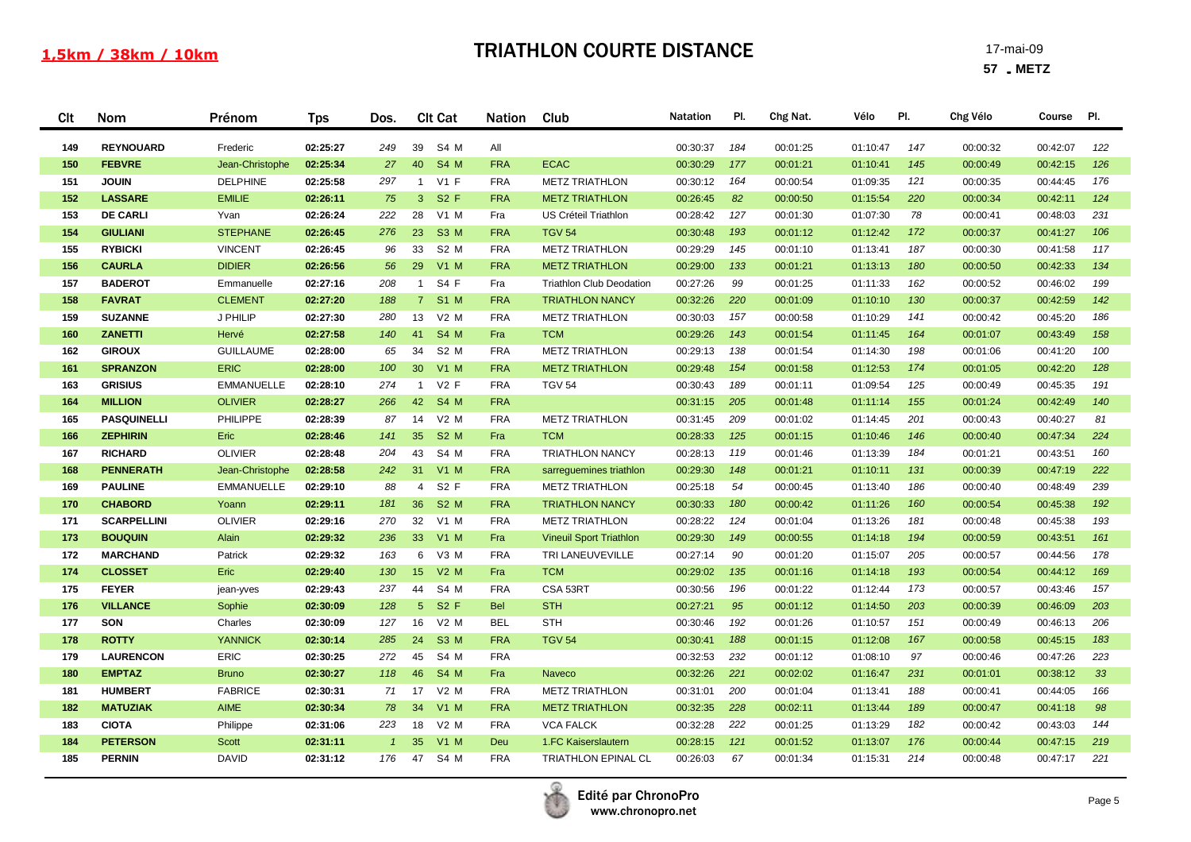**1,5km / 38km / 10km**

# TRIATHLON COURTE DISTANCE

17-mai-09

57 - METZ

| Clt | Nom | Prénom | Tps | Dos. | Clt Cat | | Nation | Club | Natation | Pl. | Chg Nat. | Vélo | Pl. | Chg Vélo | Course | Pl. |
|---|---|---|---|---|---|---|---|---|---|---|---|---|---|---|---|---|
| 149 | REYNOUARD | Frederic | 02:25:27 | 249 | 39 | S4 M | All | | 00:30:37 | 184 | 00:01:25 | 01:10:47 | 147 | 00:00:32 | 00:42:07 | 122 |
| 150 | FEBVRE | Jean-Christophe | 02:25:34 | 27 | 40 | S4 M | FRA | ECAC | 00:30:29 | 177 | 00:01:21 | 01:10:41 | 145 | 00:00:49 | 00:42:15 | 126 |
| 151 | JOUIN | DELPHINE | 02:25:58 | 297 | 1 | V1 F | FRA | METZ TRIATHLON | 00:30:12 | 164 | 00:00:54 | 01:09:35 | 121 | 00:00:35 | 00:44:45 | 176 |
| 152 | LASSARE | EMILIE | 02:26:11 | 75 | 3 | S2 F | FRA | METZ TRIATHLON | 00:26:45 | 82 | 00:00:50 | 01:15:54 | 220 | 00:00:34 | 00:42:11 | 124 |
| 153 | DE CARLI | Yvan | 02:26:24 | 222 | 28 | V1 M | Fra | US Créteil Triathlon | 00:28:42 | 127 | 00:01:30 | 01:07:30 | 78 | 00:00:41 | 00:48:03 | 231 |
| 154 | GIULIANI | STEPHANE | 02:26:45 | 276 | 23 | S3 M | FRA | TGV 54 | 00:30:48 | 193 | 00:01:12 | 01:12:42 | 172 | 00:00:37 | 00:41:27 | 106 |
| 155 | RYBICKI | VINCENT | 02:26:45 | 96 | 33 | S2 M | FRA | METZ TRIATHLON | 00:29:29 | 145 | 00:01:10 | 01:13:41 | 187 | 00:00:30 | 00:41:58 | 117 |
| 156 | CAURLA | DIDIER | 02:26:56 | 56 | 29 | V1 M | FRA | METZ TRIATHLON | 00:29:00 | 133 | 00:01:21 | 01:13:13 | 180 | 00:00:50 | 00:42:33 | 134 |
| 157 | BADEROT | Emmanuelle | 02:27:16 | 208 | 1 | S4 F | Fra | Triathlon Club Deodation | 00:27:26 | 99 | 00:01:25 | 01:11:33 | 162 | 00:00:52 | 00:46:02 | 199 |
| 158 | FAVRAT | CLEMENT | 02:27:20 | 188 | 7 | S1 M | FRA | TRIATHLON NANCY | 00:32:26 | 220 | 00:01:09 | 01:10:10 | 130 | 00:00:37 | 00:42:59 | 142 |
| 159 | SUZANNE | J PHILIP | 02:27:30 | 280 | 13 | V2 M | FRA | METZ TRIATHLON | 00:30:03 | 157 | 00:00:58 | 01:10:29 | 141 | 00:00:42 | 00:45:20 | 186 |
| 160 | ZANETTI | Hervé | 02:27:58 | 140 | 41 | S4 M | Fra | TCM | 00:29:26 | 143 | 00:01:54 | 01:11:45 | 164 | 00:01:07 | 00:43:49 | 158 |
| 162 | GIROUX | GUILLAUME | 02:28:00 | 65 | 34 | S2 M | FRA | METZ TRIATHLON | 00:29:13 | 138 | 00:01:54 | 01:14:30 | 198 | 00:01:06 | 00:41:20 | 100 |
| 161 | SPRANZON | ERIC | 02:28:00 | 100 | 30 | V1 M | FRA | METZ TRIATHLON | 00:29:48 | 154 | 00:01:58 | 01:12:53 | 174 | 00:01:05 | 00:42:20 | 128 |
| 163 | GRISIUS | EMMANUELLE | 02:28:10 | 274 | 1 | V2 F | FRA | TGV 54 | 00:30:43 | 189 | 00:01:11 | 01:09:54 | 125 | 00:00:49 | 00:45:35 | 191 |
| 164 | MILLION | OLIVIER | 02:28:27 | 266 | 42 | S4 M | FRA | | 00:31:15 | 205 | 00:01:48 | 01:11:14 | 155 | 00:01:24 | 00:42:49 | 140 |
| 165 | PASQUINELLI | PHILIPPE | 02:28:39 | 87 | 14 | V2 M | FRA | METZ TRIATHLON | 00:31:45 | 209 | 00:01:02 | 01:14:45 | 201 | 00:00:43 | 00:40:27 | 81 |
| 166 | ZEPHIRIN | Eric | 02:28:46 | 141 | 35 | S2 M | Fra | TCM | 00:28:33 | 125 | 00:01:15 | 01:10:46 | 146 | 00:00:40 | 00:47:34 | 224 |
| 167 | RICHARD | OLIVIER | 02:28:48 | 204 | 43 | S4 M | FRA | TRIATHLON NANCY | 00:28:13 | 119 | 00:01:46 | 01:13:39 | 184 | 00:01:21 | 00:43:51 | 160 |
| 168 | PENNERATH | Jean-Christophe | 02:28:58 | 242 | 31 | V1 M | FRA | sarreguemines triathlon | 00:29:30 | 148 | 00:01:21 | 01:10:11 | 131 | 00:00:39 | 00:47:19 | 222 |
| 169 | PAULINE | EMMANUELLE | 02:29:10 | 88 | 4 | S2 F | FRA | METZ TRIATHLON | 00:25:18 | 54 | 00:00:45 | 01:13:40 | 186 | 00:00:40 | 00:48:49 | 239 |
| 170 | CHABORD | Yoann | 02:29:11 | 181 | 36 | S2 M | FRA | TRIATHLON NANCY | 00:30:33 | 180 | 00:00:42 | 01:11:26 | 160 | 00:00:54 | 00:45:38 | 192 |
| 171 | SCARPELLINI | OLIVIER | 02:29:16 | 270 | 32 | V1 M | FRA | METZ TRIATHLON | 00:28:22 | 124 | 00:01:04 | 01:13:26 | 181 | 00:00:48 | 00:45:38 | 193 |
| 173 | BOUQUIN | Alain | 02:29:32 | 236 | 33 | V1 M | Fra | Vineuil Sport Triathlon | 00:29:30 | 149 | 00:00:55 | 01:14:18 | 194 | 00:00:59 | 00:43:51 | 161 |
| 172 | MARCHAND | Patrick | 02:29:32 | 163 | 6 | V3 M | FRA | TRI LANEUVEVILLE | 00:27:14 | 90 | 00:01:20 | 01:15:07 | 205 | 00:00:57 | 00:44:56 | 178 |
| 174 | CLOSSET | Eric | 02:29:40 | 130 | 15 | V2 M | Fra | TCM | 00:29:02 | 135 | 00:01:16 | 01:14:18 | 193 | 00:00:54 | 00:44:12 | 169 |
| 175 | FEYER | jean-yves | 02:29:43 | 237 | 44 | S4 M | FRA | CSA 53RT | 00:30:56 | 196 | 00:01:22 | 01:12:44 | 173 | 00:00:57 | 00:43:46 | 157 |
| 176 | VILLANCE | Sophie | 02:30:09 | 128 | 5 | S2 F | Bel | STH | 00:27:21 | 95 | 00:01:12 | 01:14:50 | 203 | 00:00:39 | 00:46:09 | 203 |
| 177 | SON | Charles | 02:30:09 | 127 | 16 | V2 M | BEL | STH | 00:30:46 | 192 | 00:01:26 | 01:10:57 | 151 | 00:00:49 | 00:46:13 | 206 |
| 178 | ROTTY | YANNICK | 02:30:14 | 285 | 24 | S3 M | FRA | TGV 54 | 00:30:41 | 188 | 00:01:15 | 01:12:08 | 167 | 00:00:58 | 00:45:15 | 183 |
| 179 | LAURENCON | ERIC | 02:30:25 | 272 | 45 | S4 M | FRA | | 00:32:53 | 232 | 00:01:12 | 01:08:10 | 97 | 00:00:46 | 00:47:26 | 223 |
| 180 | EMPTAZ | Bruno | 02:30:27 | 118 | 46 | S4 M | Fra | Naveco | 00:32:26 | 221 | 00:02:02 | 01:16:47 | 231 | 00:01:01 | 00:38:12 | 33 |
| 181 | HUMBERT | FABRICE | 02:30:31 | 71 | 17 | V2 M | FRA | METZ TRIATHLON | 00:31:01 | 200 | 00:01:04 | 01:13:41 | 188 | 00:00:41 | 00:44:05 | 166 |
| 182 | MATUZIAK | AIME | 02:30:34 | 78 | 34 | V1 M | FRA | METZ TRIATHLON | 00:32:35 | 228 | 00:02:11 | 01:13:44 | 189 | 00:00:47 | 00:41:18 | 98 |
| 183 | CIOTA | Philippe | 02:31:06 | 223 | 18 | V2 M | FRA | VCA FALCK | 00:32:28 | 222 | 00:01:25 | 01:13:29 | 182 | 00:00:42 | 00:43:03 | 144 |
| 184 | PETERSON | Scott | 02:31:11 | 1 | 35 | V1 M | Deu | 1.FC Kaiserslautern | 00:28:15 | 121 | 00:01:52 | 01:13:07 | 176 | 00:00:44 | 00:47:15 | 219 |
| 185 | PERNIN | DAVID | 02:31:12 | 176 | 47 | S4 M | FRA | TRIATHLON EPINAL CL | 00:26:03 | 67 | 00:01:34 | 01:15:31 | 214 | 00:00:48 | 00:47:17 | 221 |

Edité par ChronoPro
www.chronopro.net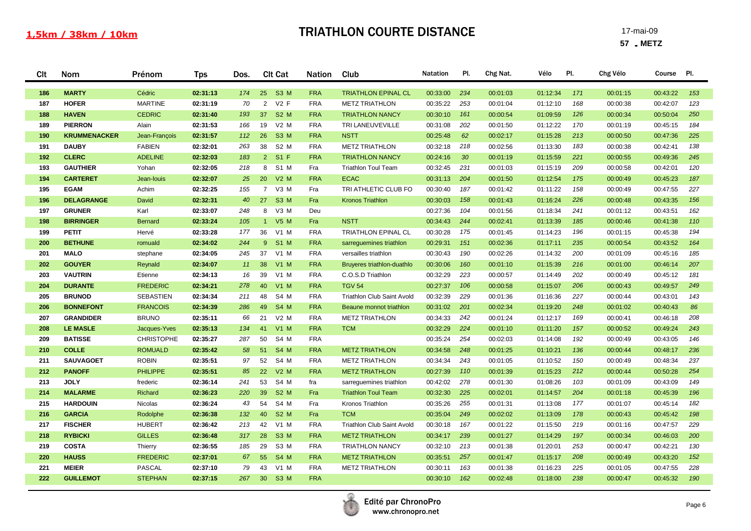1,5km / 38km / 10km

# TRIATHLON COURTE DISTANCE

17-mai-09

57 - METZ

| Clt | Nom | Prénom | Tps | Dos. | Clt Cat | | Nation | Club | Natation | Pl. | Chg Nat. | Vélo | Pl. | Chg Vélo | Course | Pl. |
|---|---|---|---|---|---|---|---|---|---|---|---|---|---|---|---|---|
| 186 | MARTY | Cédric | 02:31:13 | 174 | 25 | S3 M | FRA | TRIATHLON EPINAL CL | 00:33:00 | 234 | 00:01:03 | 01:12:34 | 171 | 00:01:15 | 00:43:22 | 153 |
| 187 | HOFER | MARTINE | 02:31:19 | 70 | 2 | V2 F | FRA | METZ TRIATHLON | 00:35:22 | 253 | 00:01:04 | 01:12:10 | 168 | 00:00:38 | 00:42:07 | 123 |
| 188 | HAVEN | CEDRIC | 02:31:40 | 193 | 37 | S2 M | FRA | TRIATHLON NANCY | 00:30:10 | 161 | 00:00:54 | 01:09:59 | 126 | 00:00:34 | 00:50:04 | 250 |
| 189 | PIERRON | Alain | 02:31:53 | 166 | 19 | V2 M | FRA | TRI LANEUVEVILLE | 00:31:08 | 202 | 00:01:50 | 01:12:22 | 170 | 00:01:19 | 00:45:15 | 184 |
| 190 | KRUMMENACKER | Jean-François | 02:31:57 | 112 | 26 | S3 M | FRA | NSTT | 00:25:48 | 62 | 00:02:17 | 01:15:28 | 213 | 00:00:50 | 00:47:36 | 225 |
| 191 | DAUBY | FABIEN | 02:32:01 | 263 | 38 | S2 M | FRA | METZ TRIATHLON | 00:32:18 | 218 | 00:02:56 | 01:13:30 | 183 | 00:00:38 | 00:42:41 | 138 |
| 192 | CLERC | ADELINE | 02:32:03 | 183 | 2 | S1 F | FRA | TRIATHLON NANCY | 00:24:16 | 30 | 00:01:19 | 01:15:59 | 221 | 00:00:55 | 00:49:36 | 245 |
| 193 | GAUTHIER | Yohan | 02:32:05 | 218 | 8 | S1 M | Fra | Triathlon Toul Team | 00:32:45 | 231 | 00:01:03 | 01:15:19 | 209 | 00:00:58 | 00:42:01 | 120 |
| 194 | CARTERET | Jean-louis | 02:32:07 | 25 | 20 | V2 M | FRA | ECAC | 00:31:13 | 204 | 00:01:50 | 01:12:54 | 175 | 00:00:49 | 00:45:23 | 187 |
| 195 | EGAM | Achim | 02:32:25 | 155 | 7 | V3 M | Fra | TRI ATHLETIC CLUB FO | 00:30:40 | 187 | 00:01:42 | 01:11:22 | 158 | 00:00:49 | 00:47:55 | 227 |
| 196 | DELAGRANGE | David | 02:32:31 | 40 | 27 | S3 M | Fra | Kronos Triathlon | 00:30:03 | 158 | 00:01:43 | 01:16:24 | 226 | 00:00:48 | 00:43:35 | 156 |
| 197 | GRUNER | Karl | 02:33:07 | 248 | 8 | V3 M | Deu | | 00:27:36 | 104 | 00:01:56 | 01:18:34 | 241 | 00:01:12 | 00:43:51 | 162 |
| 198 | BIRRINGER | Bernard | 02:33:24 | 105 | 1 | V5 M | Fra | NSTT | 00:34:43 | 244 | 00:02:41 | 01:13:39 | 185 | 00:00:46 | 00:41:38 | 110 |
| 199 | PETIT | Hervé | 02:33:28 | 177 | 36 | V1 M | FRA | TRIATHLON EPINAL CL | 00:30:28 | 175 | 00:01:45 | 01:14:23 | 196 | 00:01:15 | 00:45:38 | 194 |
| 200 | BETHUNE | romuald | 02:34:02 | 244 | 9 | S1 M | FRA | sarreguemines triathlon | 00:29:31 | 151 | 00:02:36 | 01:17:11 | 235 | 00:00:54 | 00:43:52 | 164 |
| 201 | MALO | stephane | 02:34:05 | 245 | 37 | V1 M | FRA | versailles triathlon | 00:30:43 | 190 | 00:02:26 | 01:14:32 | 200 | 00:01:09 | 00:45:16 | 185 |
| 202 | GOUYER | Reynald | 02:34:07 | 11 | 38 | V1 M | FRA | Bruyeres triathlon-duathlo | 00:30:06 | 160 | 00:01:10 | 01:15:39 | 216 | 00:01:00 | 00:46:14 | 207 |
| 203 | VAUTRIN | Etienne | 02:34:13 | 16 | 39 | V1 M | FRA | C.O.S.D Triathlon | 00:32:29 | 223 | 00:00:57 | 01:14:49 | 202 | 00:00:49 | 00:45:12 | 181 |
| 204 | DURANTE | FREDERIC | 02:34:21 | 278 | 40 | V1 M | FRA | TGV 54 | 00:27:37 | 106 | 00:00:58 | 01:15:07 | 206 | 00:00:43 | 00:49:57 | 249 |
| 205 | BRUNOD | SEBASTIEN | 02:34:34 | 211 | 48 | S4 M | FRA | Triathlon Club Saint Avold | 00:32:39 | 229 | 00:01:36 | 01:16:36 | 227 | 00:00:44 | 00:43:01 | 143 |
| 206 | BONNEFONT | FRANCOIS | 02:34:39 | 286 | 49 | S4 M | FRA | Beaune monnot triathlon | 00:31:02 | 201 | 00:02:34 | 01:19:20 | 248 | 00:01:02 | 00:40:43 | 86 |
| 207 | GRANDIDER | BRUNO | 02:35:11 | 66 | 21 | V2 M | FRA | METZ TRIATHLON | 00:34:33 | 242 | 00:01:24 | 01:12:17 | 169 | 00:00:41 | 00:46:18 | 208 |
| 208 | LE MASLE | Jacques-Yves | 02:35:13 | 134 | 41 | V1 M | FRA | TCM | 00:32:29 | 224 | 00:01:10 | 01:11:20 | 157 | 00:00:52 | 00:49:24 | 243 |
| 209 | BATISSE | CHRISTOPHE | 02:35:27 | 287 | 50 | S4 M | FRA | | 00:35:24 | 254 | 00:02:03 | 01:14:08 | 192 | 00:00:49 | 00:43:05 | 146 |
| 210 | COLLE | ROMUALD | 02:35:42 | 58 | 51 | S4 M | FRA | METZ TRIATHLON | 00:34:58 | 248 | 00:01:25 | 01:10:21 | 136 | 00:00:44 | 00:48:17 | 236 |
| 211 | SAUVAGOET | ROBIN | 02:35:51 | 97 | 52 | S4 M | FRA | METZ TRIATHLON | 00:34:34 | 243 | 00:01:05 | 01:10:52 | 150 | 00:00:49 | 00:48:34 | 237 |
| 212 | PANOFF | PHILIPPE | 02:35:51 | 85 | 22 | V2 M | FRA | METZ TRIATHLON | 00:27:39 | 110 | 00:01:39 | 01:15:23 | 212 | 00:00:44 | 00:50:28 | 254 |
| 213 | JOLY | frederic | 02:36:14 | 241 | 53 | S4 M | fra | sarreguemines triathlon | 00:42:02 | 278 | 00:01:30 | 01:08:26 | 103 | 00:01:09 | 00:43:09 | 149 |
| 214 | MALARME | Richard | 02:36:23 | 220 | 39 | S2 M | Fra | Triathlon Toul Team | 00:32:30 | 225 | 00:02:01 | 01:14:57 | 204 | 00:01:18 | 00:45:39 | 196 |
| 215 | HARDOUIN | Nicolas | 02:36:24 | 43 | 54 | S4 M | Fra | Kronos Triathlon | 00:35:26 | 255 | 00:01:31 | 01:13:08 | 177 | 00:01:07 | 00:45:14 | 182 |
| 216 | GARCIA | Rodolphe | 02:36:38 | 132 | 40 | S2 M | Fra | TCM | 00:35:04 | 249 | 00:02:02 | 01:13:09 | 178 | 00:00:43 | 00:45:42 | 198 |
| 217 | FISCHER | HUBERT | 02:36:42 | 213 | 42 | V1 M | FRA | Triathlon Club Saint Avold | 00:30:18 | 167 | 00:01:22 | 01:15:50 | 219 | 00:01:16 | 00:47:57 | 229 |
| 218 | RYBICKI | GILLES | 02:36:48 | 317 | 28 | S3 M | FRA | METZ TRIATHLON | 00:34:17 | 239 | 00:01:27 | 01:14:29 | 197 | 00:00:34 | 00:46:03 | 200 |
| 219 | COSTA | Thierry | 02:36:55 | 185 | 29 | S3 M | FRA | TRIATHLON NANCY | 00:32:10 | 213 | 00:01:38 | 01:20:01 | 253 | 00:00:47 | 00:42:21 | 130 |
| 220 | HAUSS | FREDERIC | 02:37:01 | 67 | 55 | S4 M | FRA | METZ TRIATHLON | 00:35:51 | 257 | 00:01:47 | 01:15:17 | 208 | 00:00:49 | 00:43:20 | 152 |
| 221 | MEIER | PASCAL | 02:37:10 | 79 | 43 | V1 M | FRA | METZ TRIATHLON | 00:30:11 | 163 | 00:01:38 | 01:16:23 | 225 | 00:01:05 | 00:47:55 | 228 |
| 222 | GUILLEMOT | STEPHAN | 02:37:15 | 267 | 30 | S3 M | FRA | | 00:30:10 | 162 | 00:02:48 | 01:18:00 | 238 | 00:00:47 | 00:45:32 | 190 |

Edité par ChronoPro
www.chronopro.net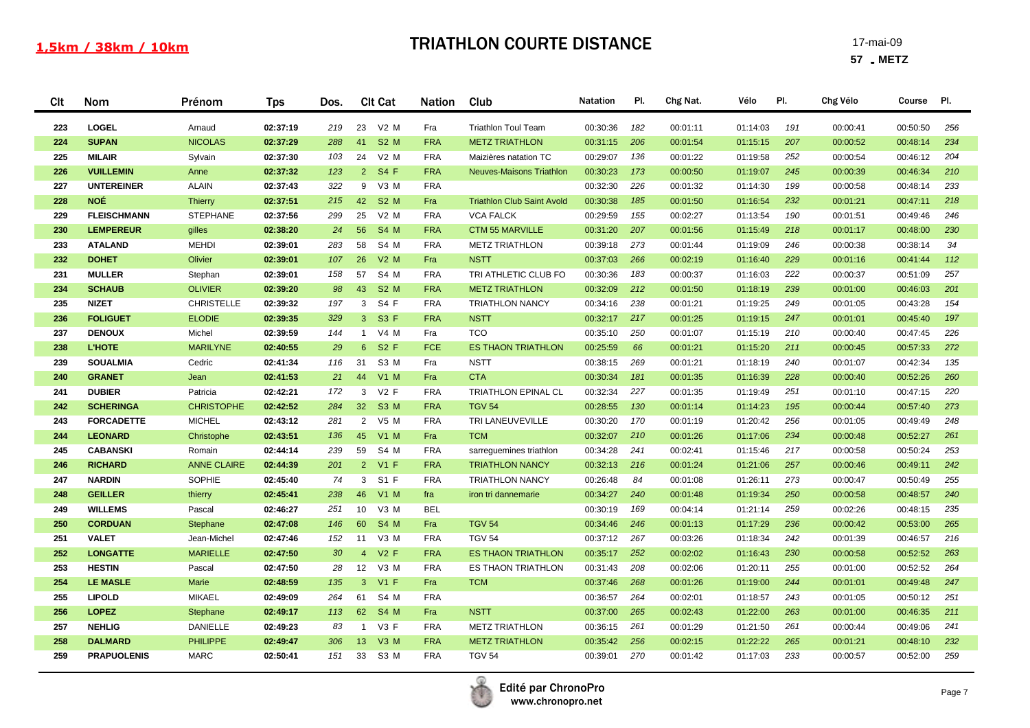**1,5km / 38km / 10km**

# TRIATHLON COURTE DISTANCE

17-mai-09

**57 . METZ**

| Clt | Nom | Prénom | Tps | Dos. | Clt Cat | | Nation | Club | Natation | Pl. | Chg Nat. | Vélo | Pl. | Chg Vélo | Course | Pl. |
|---|---|---|---|---|---|---|---|---|---|---|---|---|---|---|---|---|
| 223 | **LOGEL** | Arnaud | **02:37:19** | 219 | 23 | V2 M | Fra | Triathlon Toul Team | 00:30:36 | 182 | 00:01:11 | 01:14:03 | 191 | 00:00:41 | 00:50:50 | 256 |
| 224 | **SUPAN** | NICOLAS | **02:37:29** | 288 | 41 | S2 M | FRA | METZ TRIATHLON | 00:31:15 | 206 | 00:01:54 | 01:15:15 | 207 | 00:00:52 | 00:48:14 | 234 |
| 225 | **MILAIR** | Sylvain | **02:37:30** | 103 | 24 | V2 M | FRA | Maizières natation TC | 00:29:07 | 136 | 00:01:22 | 01:19:58 | 252 | 00:00:54 | 00:46:12 | 204 |
| 226 | **VUILLEMIN** | Anne | **02:37:32** | 123 | 2 | S4 F | FRA | Neuves-Maisons Triathlon | 00:30:23 | 173 | 00:00:50 | 01:19:07 | 245 | 00:00:39 | 00:46:34 | 210 |
| 227 | **UNTEREINER** | ALAIN | **02:37:43** | 322 | 9 | V3 M | FRA | | 00:32:30 | 226 | 00:01:32 | 01:14:30 | 199 | 00:00:58 | 00:48:14 | 233 |
| 228 | **NOÉ** | Thierry | **02:37:51** | 215 | 42 | S2 M | Fra | Triathlon Club Saint Avold | 00:30:38 | 185 | 00:01:50 | 01:16:54 | 232 | 00:01:21 | 00:47:11 | 218 |
| 229 | **FLEISCHMANN** | STEPHANE | **02:37:56** | 299 | 25 | V2 M | FRA | VCA FALCK | 00:29:59 | 155 | 00:02:27 | 01:13:54 | 190 | 00:01:51 | 00:49:46 | 246 |
| 230 | **LEMPEREUR** | gilles | **02:38:20** | 24 | 56 | S4 M | FRA | CTM 55 MARVILLE | 00:31:20 | 207 | 00:01:56 | 01:15:49 | 218 | 00:01:17 | 00:48:00 | 230 |
| 233 | **ATALAND** | MEHDI | **02:39:01** | 283 | 58 | S4 M | FRA | METZ TRIATHLON | 00:39:18 | 273 | 00:01:44 | 01:19:09 | 246 | 00:00:38 | 00:38:14 | 34 |
| 232 | **DOHET** | Olivier | **02:39:01** | 107 | 26 | V2 M | Fra | NSTT | 00:37:03 | 266 | 00:02:19 | 01:16:40 | 229 | 00:01:16 | 00:41:44 | 112 |
| 231 | **MULLER** | Stephan | **02:39:01** | 158 | 57 | S4 M | FRA | TRI ATHLETIC CLUB FO | 00:30:36 | 183 | 00:00:37 | 01:16:03 | 222 | 00:00:37 | 00:51:09 | 257 |
| 234 | **SCHAUB** | OLIVIER | **02:39:20** | 98 | 43 | S2 M | FRA | METZ TRIATHLON | 00:32:09 | 212 | 00:01:50 | 01:18:19 | 239 | 00:01:00 | 00:46:03 | 201 |
| 235 | **NIZET** | CHRISTELLE | **02:39:32** | 197 | 3 | S4 F | FRA | TRIATHLON NANCY | 00:34:16 | 238 | 00:01:21 | 01:19:25 | 249 | 00:01:05 | 00:43:28 | 154 |
| 236 | **FOLIGUET** | ELODIE | **02:39:35** | 329 | 3 | S3 F | FRA | NSTT | 00:32:17 | 217 | 00:01:25 | 01:19:15 | 247 | 00:01:01 | 00:45:40 | 197 |
| 237 | **DENOUX** | Michel | **02:39:59** | 144 | 1 | V4 M | Fra | TCO | 00:35:10 | 250 | 00:01:07 | 01:15:19 | 210 | 00:00:40 | 00:47:45 | 226 |
| 238 | **L'HOTE** | MARILYNE | **02:40:55** | 29 | 6 | S2 F | FCE | ES THAON TRIATHLON | 00:25:59 | 66 | 00:01:21 | 01:15:20 | 211 | 00:00:45 | 00:57:33 | 272 |
| 239 | **SOUALMIA** | Cedric | **02:41:34** | 116 | 31 | S3 M | Fra | NSTT | 00:38:15 | 269 | 00:01:21 | 01:18:19 | 240 | 00:01:07 | 00:42:34 | 135 |
| 240 | **GRANET** | Jean | **02:41:53** | 21 | 44 | V1 M | Fra | CTA | 00:30:34 | 181 | 00:01:35 | 01:16:39 | 228 | 00:00:40 | 00:52:26 | 260 |
| 241 | **DUBIER** | Patricia | **02:42:21** | 172 | 3 | V2 F | FRA | TRIATHLON EPINAL CL | 00:32:34 | 227 | 00:01:35 | 01:19:49 | 251 | 00:01:10 | 00:47:15 | 220 |
| 242 | **SCHERINGA** | CHRISTOPHE | **02:42:52** | 284 | 32 | S3 M | FRA | TGV 54 | 00:28:55 | 130 | 00:01:14 | 01:14:23 | 195 | 00:00:44 | 00:57:40 | 273 |
| 243 | **FORCADETTE** | MICHEL | **02:43:12** | 281 | 2 | V5 M | FRA | TRI LANEUVEVILLE | 00:30:20 | 170 | 00:01:19 | 01:20:42 | 256 | 00:01:05 | 00:49:49 | 248 |
| 244 | **LEONARD** | Christophe | **02:43:51** | 136 | 45 | V1 M | Fra | TCM | 00:32:07 | 210 | 00:01:26 | 01:17:06 | 234 | 00:00:48 | 00:52:27 | 261 |
| 245 | **CABANSKI** | Romain | **02:44:14** | 239 | 59 | S4 M | FRA | sarreguemines triathlon | 00:34:28 | 241 | 00:02:41 | 01:15:46 | 217 | 00:00:58 | 00:50:24 | 253 |
| 246 | **RICHARD** | ANNE CLAIRE | **02:44:39** | 201 | 2 | V1 F | FRA | TRIATHLON NANCY | 00:32:13 | 216 | 00:01:24 | 01:21:06 | 257 | 00:00:46 | 00:49:11 | 242 |
| 247 | **NARDIN** | SOPHIE | **02:45:40** | 74 | 3 | S1 F | FRA | TRIATHLON NANCY | 00:26:48 | 84 | 00:01:08 | 01:26:11 | 273 | 00:00:47 | 00:50:49 | 255 |
| 248 | **GEILLER** | thierry | **02:45:41** | 238 | 46 | V1 M | fra | iron tri dannemarie | 00:34:27 | 240 | 00:01:48 | 01:19:34 | 250 | 00:00:58 | 00:48:57 | 240 |
| 249 | **WILLEMS** | Pascal | **02:46:27** | 251 | 10 | V3 M | BEL | | 00:30:19 | 169 | 00:04:14 | 01:21:14 | 259 | 00:02:26 | 00:48:15 | 235 |
| 250 | **CORDUAN** | Stephane | **02:47:08** | 146 | 60 | S4 M | Fra | TGV 54 | 00:34:46 | 246 | 00:01:13 | 01:17:29 | 236 | 00:00:42 | 00:53:00 | 265 |
| 251 | **VALET** | Jean-Michel | **02:47:46** | 152 | 11 | V3 M | FRA | TGV 54 | 00:37:12 | 267 | 00:03:26 | 01:18:34 | 242 | 00:01:39 | 00:46:57 | 216 |
| 252 | **LONGATTE** | MARIELLE | **02:47:50** | 30 | 4 | V2 F | FRA | ES THAON TRIATHLON | 00:35:17 | 252 | 00:02:02 | 01:16:43 | 230 | 00:00:58 | 00:52:52 | 263 |
| 253 | **HESTIN** | Pascal | **02:47:50** | 28 | 12 | V3 M | FRA | ES THAON TRIATHLON | 00:31:43 | 208 | 00:02:06 | 01:20:11 | 255 | 00:01:00 | 00:52:52 | 264 |
| 254 | **LE MASLE** | Marie | **02:48:59** | 135 | 3 | V1 F | Fra | TCM | 00:37:46 | 268 | 00:01:26 | 01:19:00 | 244 | 00:01:01 | 00:49:48 | 247 |
| 255 | **LIPOLD** | MIKAEL | **02:49:09** | 264 | 61 | S4 M | FRA | | 00:36:57 | 264 | 00:02:01 | 01:18:57 | 243 | 00:01:05 | 00:50:12 | 251 |
| 256 | **LOPEZ** | Stephane | **02:49:17** | 113 | 62 | S4 M | Fra | NSTT | 00:37:00 | 265 | 00:02:43 | 01:22:00 | 263 | 00:01:00 | 00:46:35 | 211 |
| 257 | **NEHLIG** | DANIELLE | **02:49:23** | 83 | 1 | V3 F | FRA | METZ TRIATHLON | 00:36:15 | 261 | 00:01:29 | 01:21:50 | 261 | 00:00:44 | 00:49:06 | 241 |
| 258 | **DALMARD** | PHILIPPE | **02:49:47** | 306 | 13 | V3 M | FRA | METZ TRIATHLON | 00:35:42 | 256 | 00:02:15 | 01:22:22 | 265 | 00:01:21 | 00:48:10 | 232 |
| 259 | **PRAPUOLENIS** | MARC | **02:50:41** | 151 | 33 | S3 M | FRA | TGV 54 | 00:39:01 | 270 | 00:01:42 | 01:17:03 | 233 | 00:00:57 | 00:52:00 | 259 |

Edité par ChronoPro
www.chronopro.net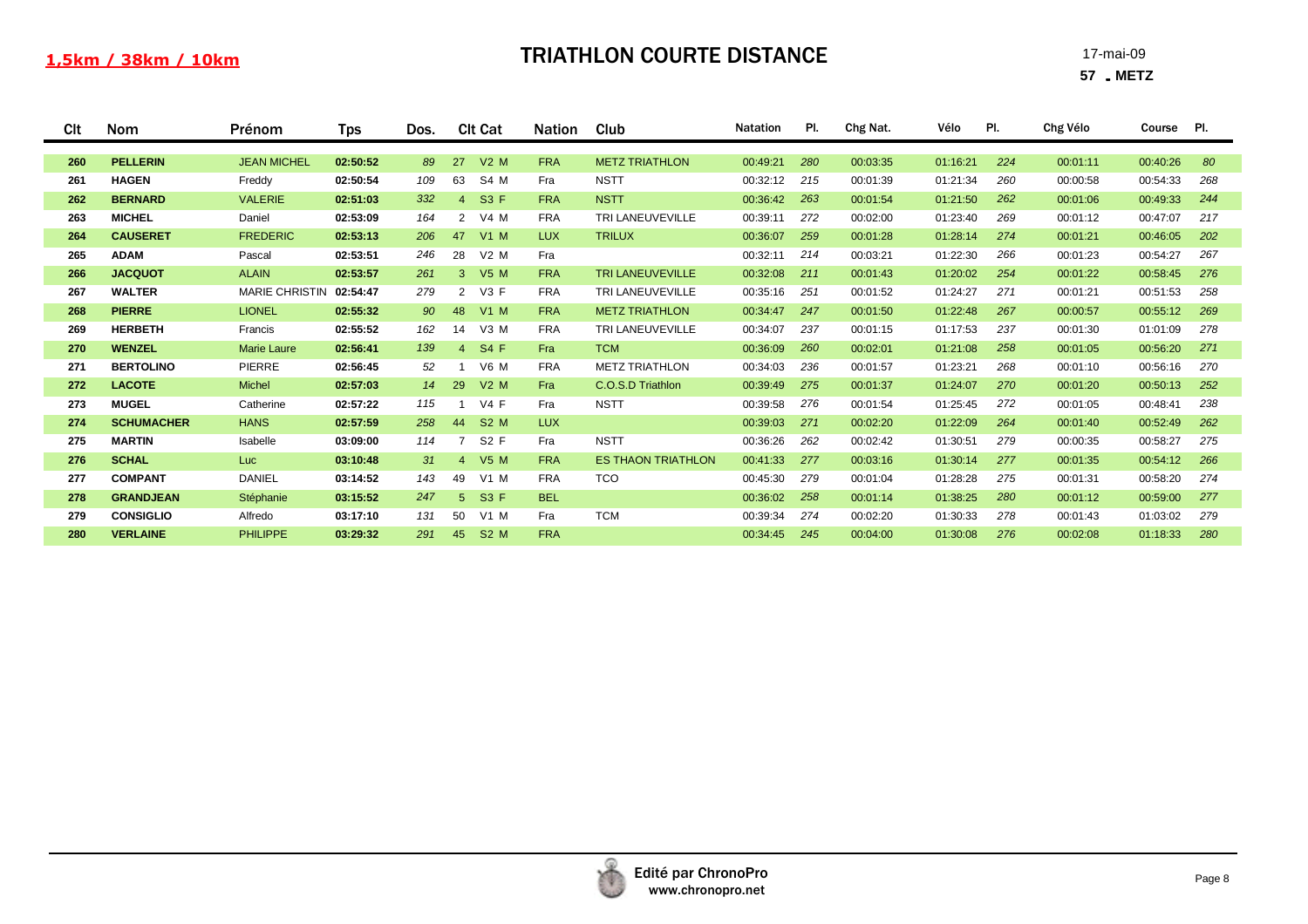**1,5km / 38km / 10km**

# TRIATHLON COURTE DISTANCE

17-mai-09

**57 . METZ**

| Clt | Nom | Prénom | Tps | Dos. | Clt Cat | | Nation | Club | Natation | Pl. | Chg Nat. | Vélo | Pl. | Chg Vélo | Course | Pl. |
|---|---|---|---|---|---|---|---|---|---|---|---|---|---|---|---|---|
| 260 | PELLERIN | JEAN MICHEL | 02:50:52 | 89 | 27 | V2 M | FRA | METZ TRIATHLON | 00:49:21 | 280 | 00:03:35 | 01:16:21 | 224 | 00:01:11 | 00:40:26 | 80 |
| 261 | HAGEN | Freddy | 02:50:54 | 109 | 63 | S4 M | Fra | NSTT | 00:32:12 | 215 | 00:01:39 | 01:21:34 | 260 | 00:00:58 | 00:54:33 | 268 |
| 262 | BERNARD | VALERIE | 02:51:03 | 332 | 4 | S3 F | FRA | NSTT | 00:36:42 | 263 | 00:01:54 | 01:21:50 | 262 | 00:01:06 | 00:49:33 | 244 |
| 263 | MICHEL | Daniel | 02:53:09 | 164 | 2 | V4 M | FRA | TRI LANEUVEVILLE | 00:39:11 | 272 | 00:02:00 | 01:23:40 | 269 | 00:01:12 | 00:47:07 | 217 |
| 264 | CAUSERET | FREDERIC | 02:53:13 | 206 | 47 | V1 M | LUX | TRILUX | 00:36:07 | 259 | 00:01:28 | 01:28:14 | 274 | 00:01:21 | 00:46:05 | 202 |
| 265 | ADAM | Pascal | 02:53:51 | 246 | 28 | V2 M | Fra | | 00:32:11 | 214 | 00:03:21 | 01:22:30 | 266 | 00:01:23 | 00:54:27 | 267 |
| 266 | JACQUOT | ALAIN | 02:53:57 | 261 | 3 | V5 M | FRA | TRI LANEUVEVILLE | 00:32:08 | 211 | 00:01:43 | 01:20:02 | 254 | 00:01:22 | 00:58:45 | 276 |
| 267 | WALTER | MARIE CHRISTIN | 02:54:47 | 279 | 2 | V3 F | FRA | TRI LANEUVEVILLE | 00:35:16 | 251 | 00:01:52 | 01:24:27 | 271 | 00:01:21 | 00:51:53 | 258 |
| 268 | PIERRE | LIONEL | 02:55:32 | 90 | 48 | V1 M | FRA | METZ TRIATHLON | 00:34:47 | 247 | 00:01:50 | 01:22:48 | 267 | 00:00:57 | 00:55:12 | 269 |
| 269 | HERBETH | Francis | 02:55:52 | 162 | 14 | V3 M | FRA | TRI LANEUVEVILLE | 00:34:07 | 237 | 00:01:15 | 01:17:53 | 237 | 00:01:30 | 01:01:09 | 278 |
| 270 | WENZEL | Marie Laure | 02:56:41 | 139 | 4 | S4 F | Fra | TCM | 00:36:09 | 260 | 00:02:01 | 01:21:08 | 258 | 00:01:05 | 00:56:20 | 271 |
| 271 | BERTOLINO | PIERRE | 02:56:45 | 52 | 1 | V6 M | FRA | METZ TRIATHLON | 00:34:03 | 236 | 00:01:57 | 01:23:21 | 268 | 00:01:10 | 00:56:16 | 270 |
| 272 | LACOTE | Michel | 02:57:03 | 14 | 29 | V2 M | Fra | C.O.S.D Triathlon | 00:39:49 | 275 | 00:01:37 | 01:24:07 | 270 | 00:01:20 | 00:50:13 | 252 |
| 273 | MUGEL | Catherine | 02:57:22 | 115 | 1 | V4 F | Fra | NSTT | 00:39:58 | 276 | 00:01:54 | 01:25:45 | 272 | 00:01:05 | 00:48:41 | 238 |
| 274 | SCHUMACHER | HANS | 02:57:59 | 258 | 44 | S2 M | LUX | | 00:39:03 | 271 | 00:02:20 | 01:22:09 | 264 | 00:01:40 | 00:52:49 | 262 |
| 275 | MARTIN | Isabelle | 03:09:00 | 114 | 7 | S2 F | Fra | NSTT | 00:36:26 | 262 | 00:02:42 | 01:30:51 | 279 | 00:00:35 | 00:58:27 | 275 |
| 276 | SCHAL | Luc | 03:10:48 | 31 | 4 | V5 M | FRA | ES THAON TRIATHLON | 00:41:33 | 277 | 00:03:16 | 01:30:14 | 277 | 00:01:35 | 00:54:12 | 266 |
| 277 | COMPANT | DANIEL | 03:14:52 | 143 | 49 | V1 M | FRA | TCO | 00:45:30 | 279 | 00:01:04 | 01:28:28 | 275 | 00:01:31 | 00:58:20 | 274 |
| 278 | GRANDJEAN | Stéphanie | 03:15:52 | 247 | 5 | S3 F | BEL | | 00:36:02 | 258 | 00:01:14 | 01:38:25 | 280 | 00:01:12 | 00:59:00 | 277 |
| 279 | CONSIGLIO | Alfredo | 03:17:10 | 131 | 50 | V1 M | Fra | TCM | 00:39:34 | 274 | 00:02:20 | 01:30:33 | 278 | 00:01:43 | 01:03:02 | 279 |
| 280 | VERLAINE | PHILIPPE | 03:29:32 | 291 | 45 | S2 M | FRA | | 00:34:45 | 245 | 00:04:00 | 01:30:08 | 276 | 00:02:08 | 01:18:33 | 280 |

Edité par ChronoPro
www.chronopro.net